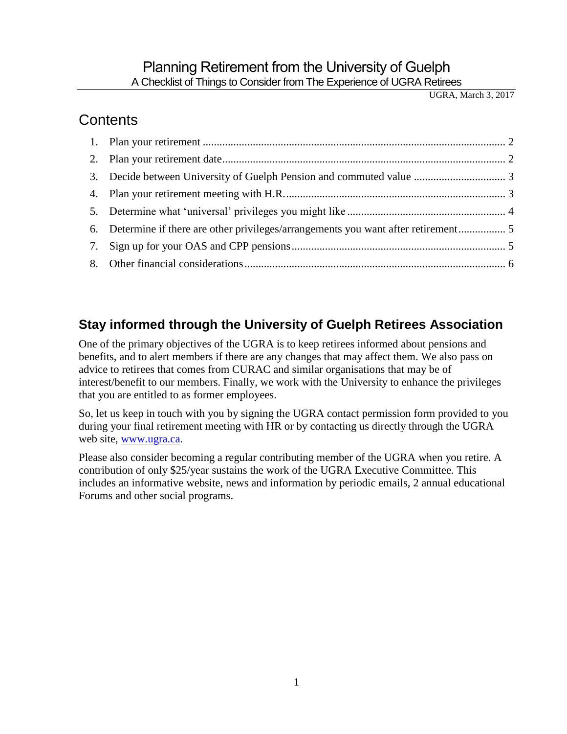# Planning Retirement from the University of Guelph

A Checklist of Things to Consider from The Experience of UGRA Retirees

UGRA, March 3, 2017

## Contents

1. Plan your retirement ............ 2
2. Plan your retirement date ............ 2
3. Decide between University of Guelph Pension and commuted value ............ 3
4. Plan your retirement meeting with H.R. ............ 3
5. Determine what 'universal' privileges you might like ............ 4
6. Determine if there are other privileges/arrangements you want after retirement ............ 5
7. Sign up for your OAS and CPP pensions ............ 5
8. Other financial considerations ............ 6

## Stay informed through the University of Guelph Retirees Association

One of the primary objectives of the UGRA is to keep retirees informed about pensions and benefits, and to alert members if there are any changes that may affect them. We also pass on advice to retirees that comes from CURAC and similar organisations that may be of interest/benefit to our members. Finally, we work with the University to enhance the privileges that you are entitled to as former employees.

So, let us keep in touch with you by signing the UGRA contact permission form provided to you during your final retirement meeting with HR or by contacting us directly through the UGRA web site, www.ugra.ca.

Please also consider becoming a regular contributing member of the UGRA when you retire. A contribution of only $25/year sustains the work of the UGRA Executive Committee. This includes an informative website, news and information by periodic emails, 2 annual educational Forums and other social programs.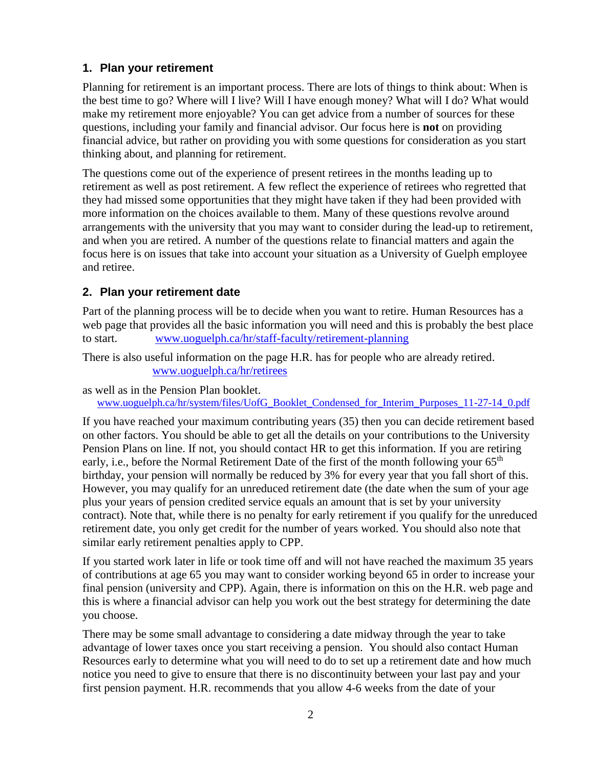## 1. Plan your retirement

Planning for retirement is an important process. There are lots of things to think about: When is the best time to go? Where will I live? Will I have enough money? What will I do? What would make my retirement more enjoyable? You can get advice from a number of sources for these questions, including your family and financial advisor. Our focus here is **not** on providing financial advice, but rather on providing you with some questions for consideration as you start thinking about, and planning for retirement.

The questions come out of the experience of present retirees in the months leading up to retirement as well as post retirement. A few reflect the experience of retirees who regretted that they had missed some opportunities that they might have taken if they had been provided with more information on the choices available to them. Many of these questions revolve around arrangements with the university that you may want to consider during the lead-up to retirement, and when you are retired. A number of the questions relate to financial matters and again the focus here is on issues that take into account your situation as a University of Guelph employee and retiree.

## 2. Plan your retirement date

Part of the planning process will be to decide when you want to retire. Human Resources has a web page that provides all the basic information you will need and this is probably the best place to start. [www.uoguelph.ca/hr/staff-faculty/retirement-planning](www.uoguelph.ca/hr/staff-faculty/retirement-planning)

There is also useful information on the page H.R. has for people who are already retired. [www.uoguelph.ca/hr/retirees](www.uoguelph.ca/hr/retirees)

as well as in the Pension Plan booklet. [www.uoguelph.ca/hr/system/files/UofG_Booklet_Condensed_for_Interim_Purposes_11-27-14_0.pdf](www.uoguelph.ca/hr/system/files/UofG_Booklet_Condensed_for_Interim_Purposes_11-27-14_0.pdf)

If you have reached your maximum contributing years (35) then you can decide retirement based on other factors. You should be able to get all the details on your contributions to the University Pension Plans on line. If not, you should contact HR to get this information. If you are retiring early, i.e., before the Normal Retirement Date of the first of the month following your 65th birthday, your pension will normally be reduced by 3% for every year that you fall short of this. However, you may qualify for an unreduced retirement date (the date when the sum of your age plus your years of pension credited service equals an amount that is set by your university contract). Note that, while there is no penalty for early retirement if you qualify for the unreduced retirement date, you only get credit for the number of years worked. You should also note that similar early retirement penalties apply to CPP.

If you started work later in life or took time off and will not have reached the maximum 35 years of contributions at age 65 you may want to consider working beyond 65 in order to increase your final pension (university and CPP). Again, there is information on this on the H.R. web page and this is where a financial advisor can help you work out the best strategy for determining the date you choose.

There may be some small advantage to considering a date midway through the year to take advantage of lower taxes once you start receiving a pension. You should also contact Human Resources early to determine what you will need to do to set up a retirement date and how much notice you need to give to ensure that there is no discontinuity between your last pay and your first pension payment. H.R. recommends that you allow 4-6 weeks from the date of your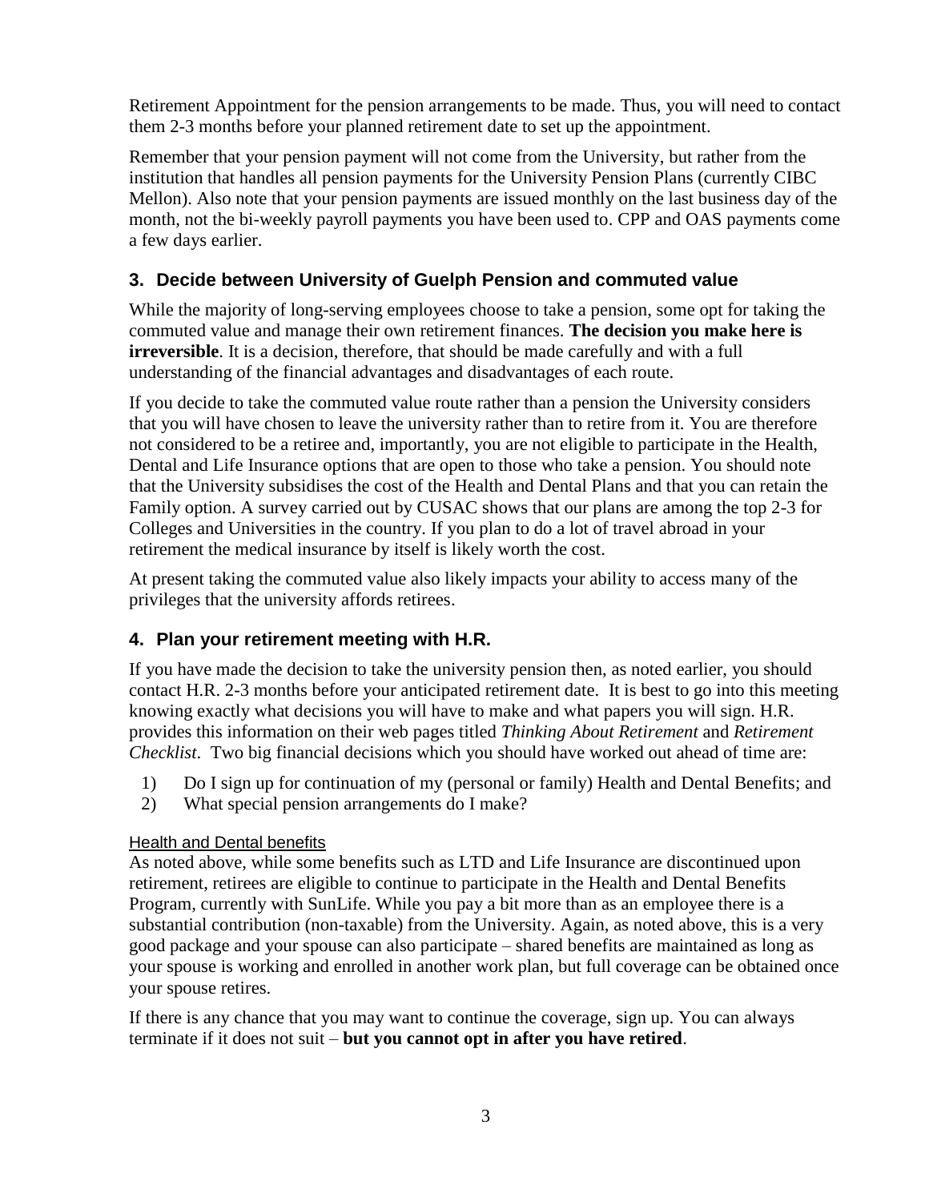Retirement Appointment for the pension arrangements to be made. Thus, you will need to contact them 2-3 months before your planned retirement date to set up the appointment.

Remember that your pension payment will not come from the University, but rather from the institution that handles all pension payments for the University Pension Plans (currently CIBC Mellon). Also note that your pension payments are issued monthly on the last business day of the month, not the bi-weekly payroll payments you have been used to. CPP and OAS payments come a few days earlier.

## 3. Decide between University of Guelph Pension and commuted value

While the majority of long-serving employees choose to take a pension, some opt for taking the commuted value and manage their own retirement finances. **The decision you make here is irreversible**. It is a decision, therefore, that should be made carefully and with a full understanding of the financial advantages and disadvantages of each route.

If you decide to take the commuted value route rather than a pension the University considers that you will have chosen to leave the university rather than to retire from it. You are therefore not considered to be a retiree and, importantly, you are not eligible to participate in the Health, Dental and Life Insurance options that are open to those who take a pension. You should note that the University subsidises the cost of the Health and Dental Plans and that you can retain the Family option. A survey carried out by CUSAC shows that our plans are among the top 2-3 for Colleges and Universities in the country. If you plan to do a lot of travel abroad in your retirement the medical insurance by itself is likely worth the cost.

At present taking the commuted value also likely impacts your ability to access many of the privileges that the university affords retirees.

## 4. Plan your retirement meeting with H.R.

If you have made the decision to take the university pension then, as noted earlier, you should contact H.R. 2-3 months before your anticipated retirement date. It is best to go into this meeting knowing exactly what decisions you will have to make and what papers you will sign. H.R. provides this information on their web pages titled *Thinking About Retirement* and *Retirement Checklist*. Two big financial decisions which you should have worked out ahead of time are:

1) Do I sign up for continuation of my (personal or family) Health and Dental Benefits; and
2) What special pension arrangements do I make?

Health and Dental benefits

As noted above, while some benefits such as LTD and Life Insurance are discontinued upon retirement, retirees are eligible to continue to participate in the Health and Dental Benefits Program, currently with SunLife. While you pay a bit more than as an employee there is a substantial contribution (non-taxable) from the University. Again, as noted above, this is a very good package and your spouse can also participate – shared benefits are maintained as long as your spouse is working and enrolled in another work plan, but full coverage can be obtained once your spouse retires.

If there is any chance that you may want to continue the coverage, sign up. You can always terminate if it does not suit – **but you cannot opt in after you have retired**.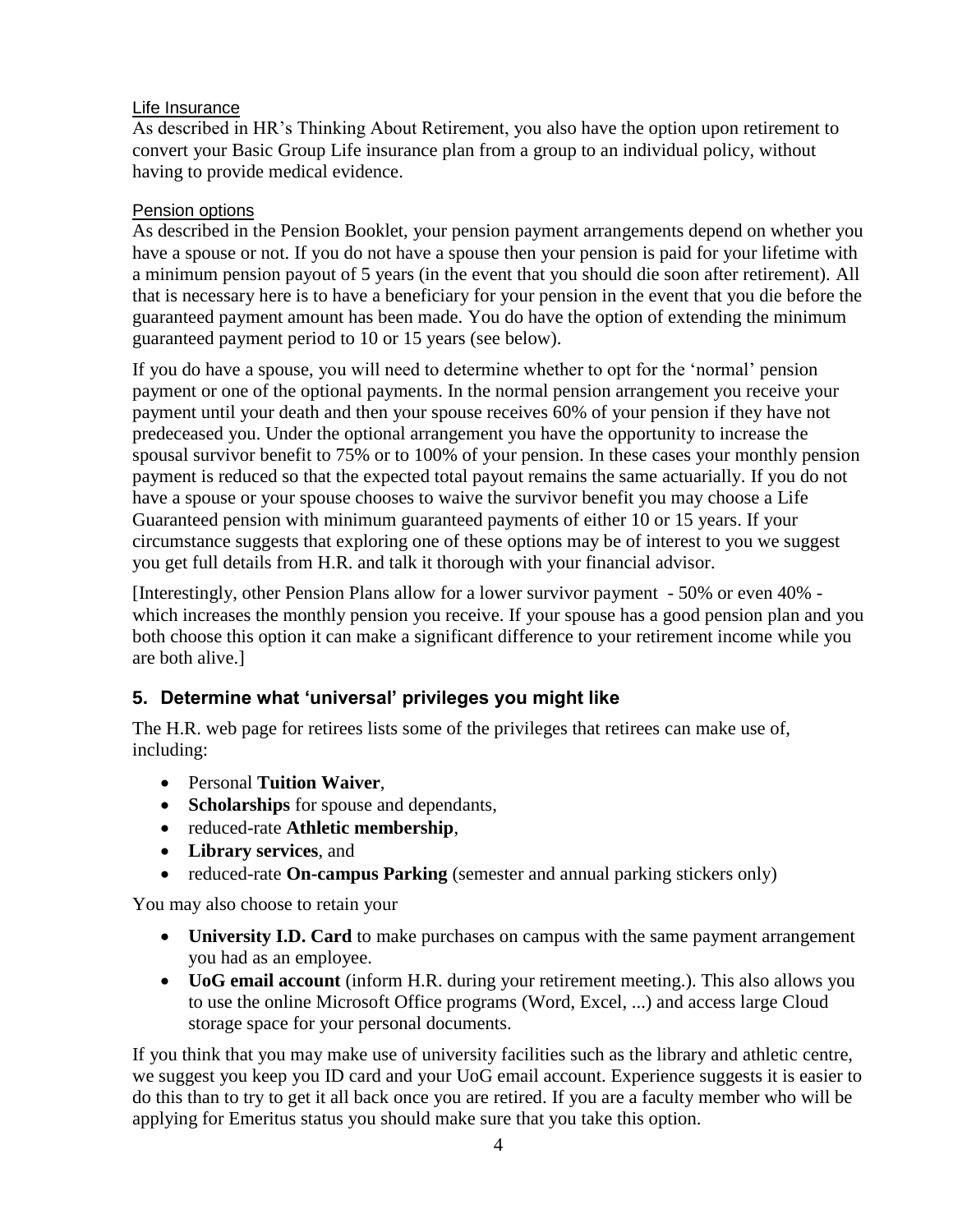### Life Insurance

As described in HR's Thinking About Retirement, you also have the option upon retirement to convert your Basic Group Life insurance plan from a group to an individual policy, without having to provide medical evidence.

### Pension options

As described in the Pension Booklet, your pension payment arrangements depend on whether you have a spouse or not. If you do not have a spouse then your pension is paid for your lifetime with a minimum pension payout of 5 years (in the event that you should die soon after retirement). All that is necessary here is to have a beneficiary for your pension in the event that you die before the guaranteed payment amount has been made. You do have the option of extending the minimum guaranteed payment period to 10 or 15 years (see below).

If you do have a spouse, you will need to determine whether to opt for the 'normal' pension payment or one of the optional payments. In the normal pension arrangement you receive your payment until your death and then your spouse receives 60% of your pension if they have not predeceased you. Under the optional arrangement you have the opportunity to increase the spousal survivor benefit to 75% or to 100% of your pension. In these cases your monthly pension payment is reduced so that the expected total payout remains the same actuarially. If you do not have a spouse or your spouse chooses to waive the survivor benefit you may choose a Life Guaranteed pension with minimum guaranteed payments of either 10 or 15 years. If your circumstance suggests that exploring one of these options may be of interest to you we suggest you get full details from H.R. and talk it thorough with your financial advisor.

[Interestingly, other Pension Plans allow for a lower survivor payment - 50% or even 40% - which increases the monthly pension you receive. If your spouse has a good pension plan and you both choose this option it can make a significant difference to your retirement income while you are both alive.]

## 5. Determine what 'universal' privileges you might like

The H.R. web page for retirees lists some of the privileges that retirees can make use of, including:

- Personal **Tuition Waiver**,
- **Scholarships** for spouse and dependants,
- reduced-rate **Athletic membership**,
- **Library services**, and
- reduced-rate **On-campus Parking** (semester and annual parking stickers only)

You may also choose to retain your

- **University I.D. Card** to make purchases on campus with the same payment arrangement you had as an employee.
- **UoG email account** (inform H.R. during your retirement meeting.). This also allows you to use the online Microsoft Office programs (Word, Excel, ...) and access large Cloud storage space for your personal documents.

If you think that you may make use of university facilities such as the library and athletic centre, we suggest you keep you ID card and your UoG email account. Experience suggests it is easier to do this than to try to get it all back once you are retired. If you are a faculty member who will be applying for Emeritus status you should make sure that you take this option.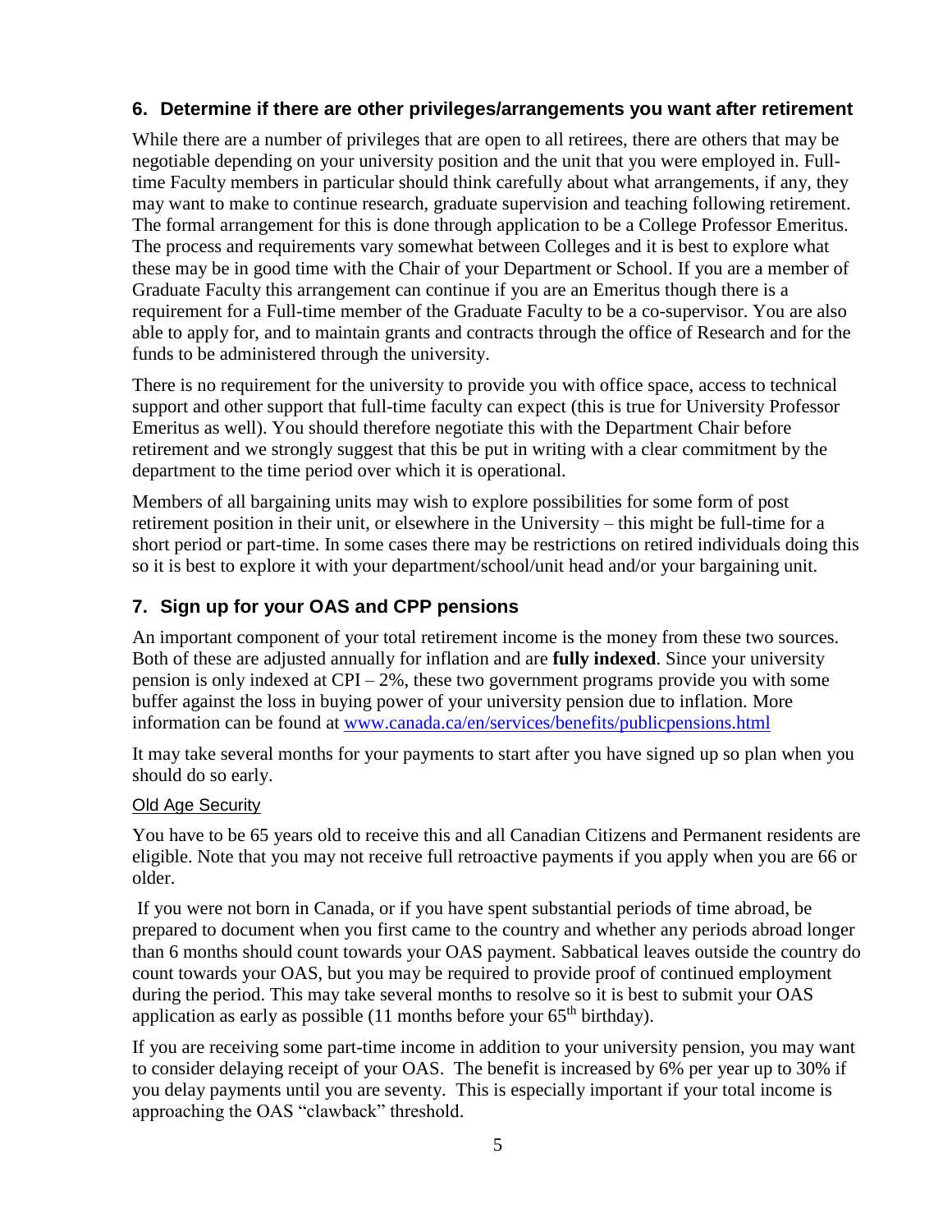## 6. Determine if there are other privileges/arrangements you want after retirement

While there are a number of privileges that are open to all retirees, there are others that may be negotiable depending on your university position and the unit that you were employed in. Full-time Faculty members in particular should think carefully about what arrangements, if any, they may want to make to continue research, graduate supervision and teaching following retirement. The formal arrangement for this is done through application to be a College Professor Emeritus. The process and requirements vary somewhat between Colleges and it is best to explore what these may be in good time with the Chair of your Department or School. If you are a member of Graduate Faculty this arrangement can continue if you are an Emeritus though there is a requirement for a Full-time member of the Graduate Faculty to be a co-supervisor. You are also able to apply for, and to maintain grants and contracts through the office of Research and for the funds to be administered through the university.

There is no requirement for the university to provide you with office space, access to technical support and other support that full-time faculty can expect (this is true for University Professor Emeritus as well). You should therefore negotiate this with the Department Chair before retirement and we strongly suggest that this be put in writing with a clear commitment by the department to the time period over which it is operational.

Members of all bargaining units may wish to explore possibilities for some form of post retirement position in their unit, or elsewhere in the University – this might be full-time for a short period or part-time. In some cases there may be restrictions on retired individuals doing this so it is best to explore it with your department/school/unit head and/or your bargaining unit.

## 7. Sign up for your OAS and CPP pensions

An important component of your total retirement income is the money from these two sources. Both of these are adjusted annually for inflation and are **fully indexed**. Since your university pension is only indexed at CPI – 2%, these two government programs provide you with some buffer against the loss in buying power of your university pension due to inflation. More information can be found at [www.canada.ca/en/services/benefits/publicpensions.html](www.canada.ca/en/services/benefits/publicpensions.html)

It may take several months for your payments to start after you have signed up so plan when you should do so early.

Old Age Security

You have to be 65 years old to receive this and all Canadian Citizens and Permanent residents are eligible. Note that you may not receive full retroactive payments if you apply when you are 66 or older.

If you were not born in Canada, or if you have spent substantial periods of time abroad, be prepared to document when you first came to the country and whether any periods abroad longer than 6 months should count towards your OAS payment. Sabbatical leaves outside the country do count towards your OAS, but you may be required to provide proof of continued employment during the period. This may take several months to resolve so it is best to submit your OAS application as early as possible (11 months before your 65th birthday).

If you are receiving some part-time income in addition to your university pension, you may want to consider delaying receipt of your OAS. The benefit is increased by 6% per year up to 30% if you delay payments until you are seventy. This is especially important if your total income is approaching the OAS "clawback" threshold.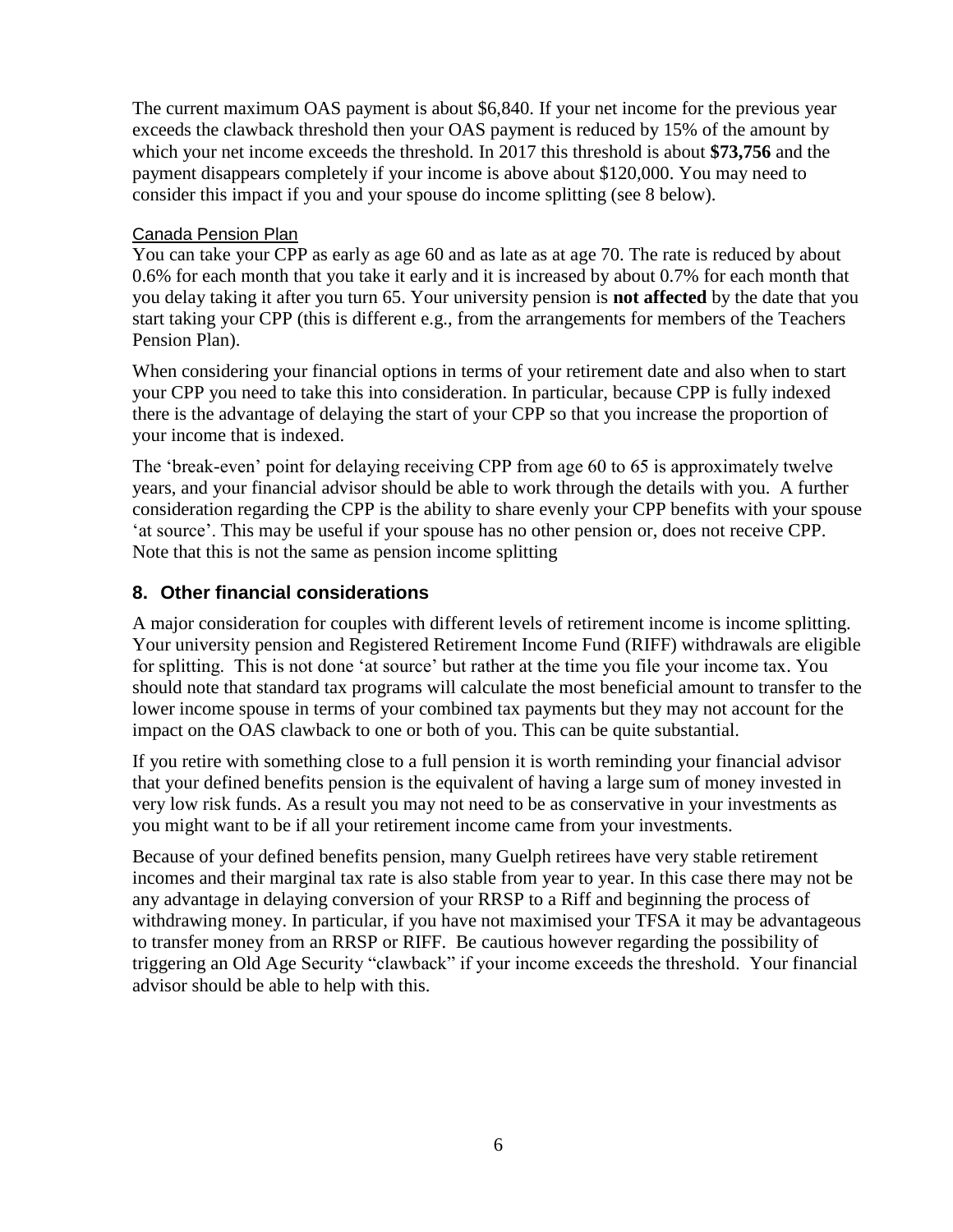The current maximum OAS payment is about $6,840. If your net income for the previous year exceeds the clawback threshold then your OAS payment is reduced by 15% of the amount by which your net income exceeds the threshold. In 2017 this threshold is about **$73,756** and the payment disappears completely if your income is above about $120,000. You may need to consider this impact if you and your spouse do income splitting (see 8 below).

Canada Pension Plan

You can take your CPP as early as age 60 and as late as at age 70. The rate is reduced by about 0.6% for each month that you take it early and it is increased by about 0.7% for each month that you delay taking it after you turn 65. Your university pension is **not affected** by the date that you start taking your CPP (this is different e.g., from the arrangements for members of the Teachers Pension Plan).

When considering your financial options in terms of your retirement date and also when to start your CPP you need to take this into consideration. In particular, because CPP is fully indexed there is the advantage of delaying the start of your CPP so that you increase the proportion of your income that is indexed.

The 'break-even' point for delaying receiving CPP from age 60 to 65 is approximately twelve years, and your financial advisor should be able to work through the details with you. A further consideration regarding the CPP is the ability to share evenly your CPP benefits with your spouse 'at source'. This may be useful if your spouse has no other pension or, does not receive CPP. Note that this is not the same as pension income splitting

## 8. Other financial considerations

A major consideration for couples with different levels of retirement income is income splitting. Your university pension and Registered Retirement Income Fund (RIFF) withdrawals are eligible for splitting. This is not done 'at source' but rather at the time you file your income tax. You should note that standard tax programs will calculate the most beneficial amount to transfer to the lower income spouse in terms of your combined tax payments but they may not account for the impact on the OAS clawback to one or both of you. This can be quite substantial.

If you retire with something close to a full pension it is worth reminding your financial advisor that your defined benefits pension is the equivalent of having a large sum of money invested in very low risk funds. As a result you may not need to be as conservative in your investments as you might want to be if all your retirement income came from your investments.

Because of your defined benefits pension, many Guelph retirees have very stable retirement incomes and their marginal tax rate is also stable from year to year. In this case there may not be any advantage in delaying conversion of your RRSP to a Riff and beginning the process of withdrawing money. In particular, if you have not maximised your TFSA it may be advantageous to transfer money from an RRSP or RIFF. Be cautious however regarding the possibility of triggering an Old Age Security "clawback" if your income exceeds the threshold. Your financial advisor should be able to help with this.